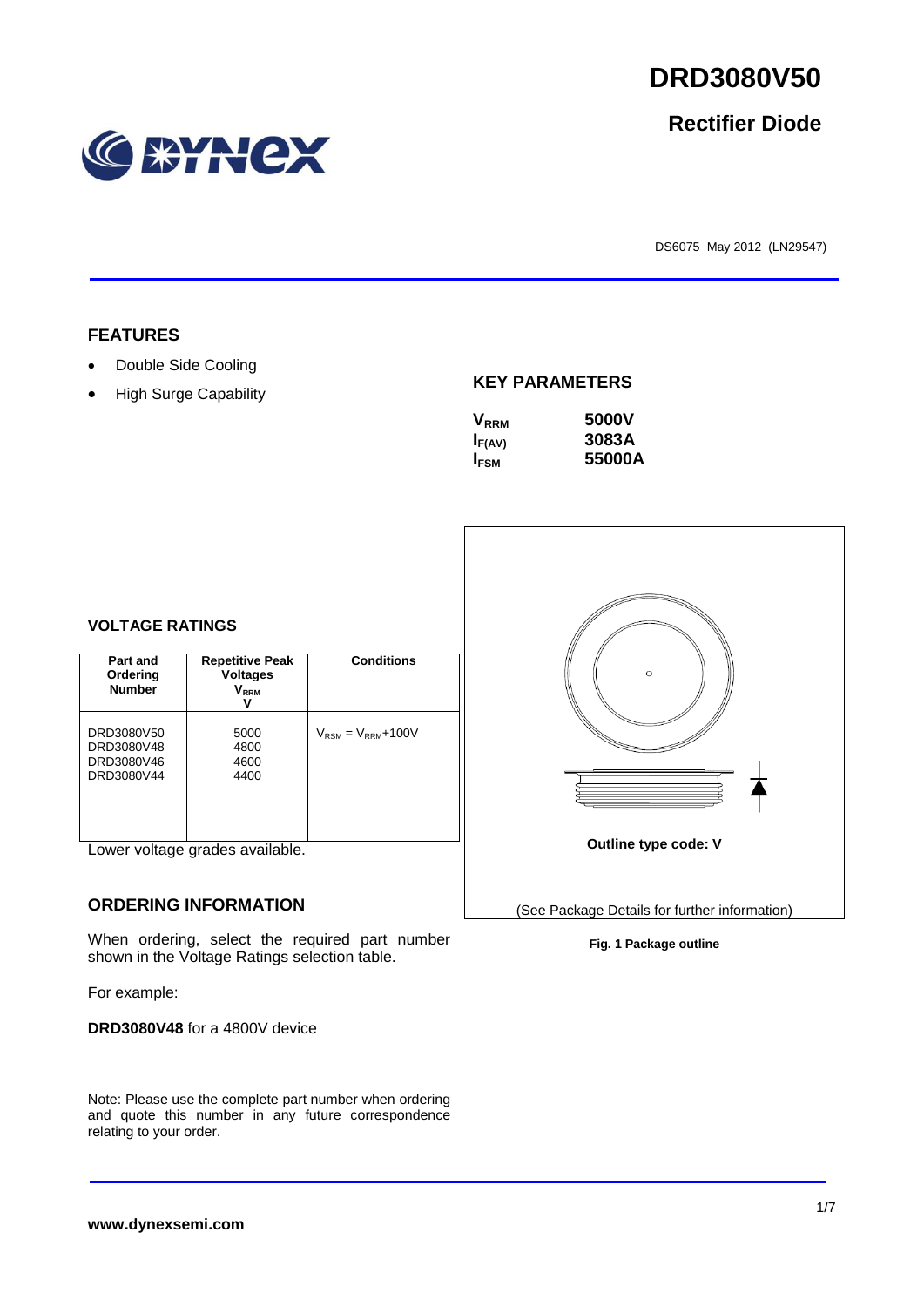# DRD3080V50

## Rectifier Diode

DS6075 May 2012 (LN29547)

## FEATURES

- Double Side Cooling
- High Surge Capability

## KEY PARAMETERS

| | |
|---|---|
| $V_{RRM}$ | **5000V** |
| $I_{F(AV)}$ | **3083A** |
| $I_{FSM}$ | **55000A** |

## VOLTAGE RATINGS

| Part and Ordering Number | Repetitive Peak Voltages $V_{RRM}$ V | Conditions |
|---|---|---|
| DRD3080V50<br>DRD3080V48<br>DRD3080V46<br>DRD3080V44 | 5000<br>4800<br>4600<br>4400 | $V_{RSM} = V_{RRM}$+100V |

Lower voltage grades available.

Outline type code: V

(See Package Details for further information)

**Fig. 1 Package outline**

## ORDERING INFORMATION

When ordering, select the required part number shown in the Voltage Ratings selection table.

For example:

**DRD3080V48** for a 4800V device

Note: Please use the complete part number when ordering and quote this number in any future correspondence relating to your order.

**www.dynexsemi.com**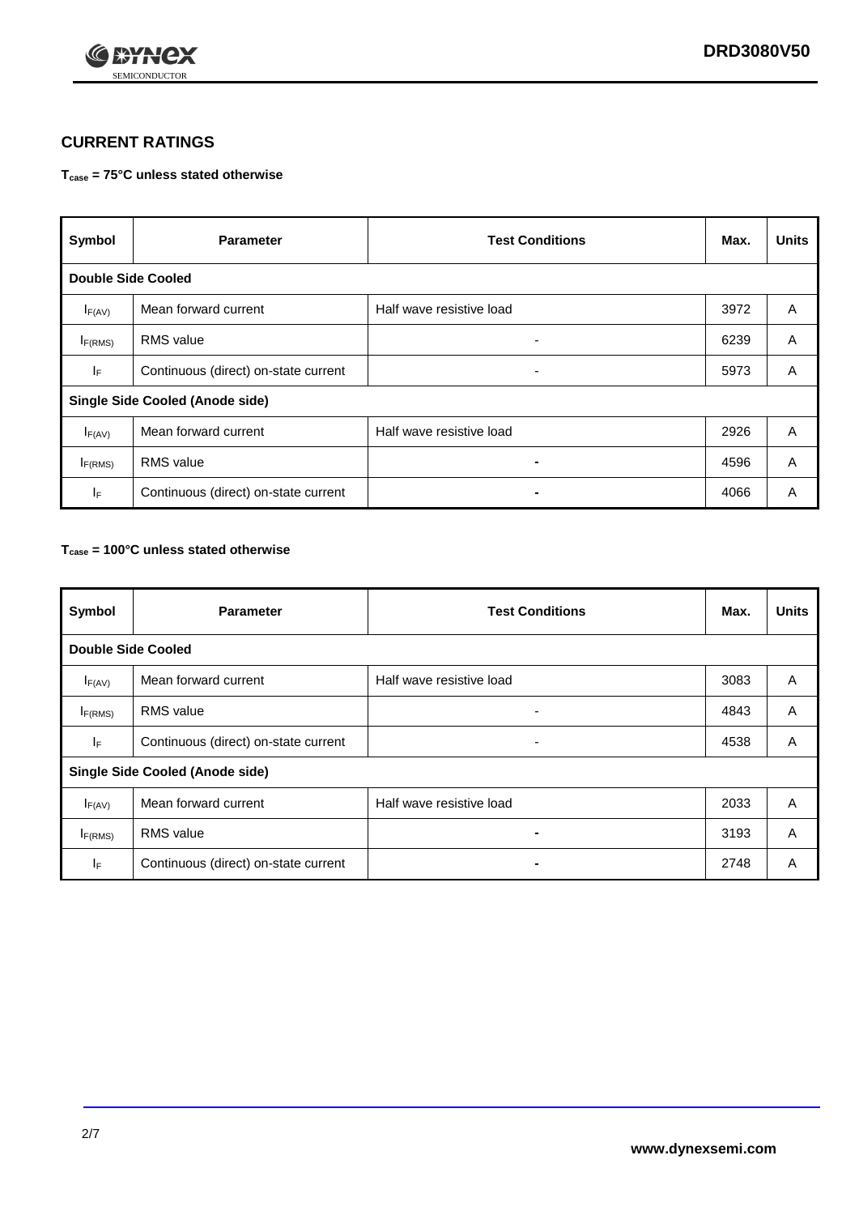## CURRENT RATINGS

**$T_{case}$ = 75°C unless stated otherwise**

| Symbol | Parameter | Test Conditions | Max. | Units |
|---|---|---|---|---|
| **Double Side Cooled** | | | | |
| $I_{F(AV)}$ | Mean forward current | Half wave resistive load | 3972 | A |
| $I_{F(RMS)}$ | RMS value | - | 6239 | A |
| $I_F$ | Continuous (direct) on-state current | - | 5973 | A |
| **Single Side Cooled (Anode side)** | | | | |
| $I_{F(AV)}$ | Mean forward current | Half wave resistive load | 2926 | A |
| $I_{F(RMS)}$ | RMS value | - | 4596 | A |
| $I_F$ | Continuous (direct) on-state current | - | 4066 | A |

**$T_{case}$ = 100°C unless stated otherwise**

| Symbol | Parameter | Test Conditions | Max. | Units |
|---|---|---|---|---|
| **Double Side Cooled** | | | | |
| $I_{F(AV)}$ | Mean forward current | Half wave resistive load | 3083 | A |
| $I_{F(RMS)}$ | RMS value | - | 4843 | A |
| $I_F$ | Continuous (direct) on-state current | - | 4538 | A |
| **Single Side Cooled (Anode side)** | | | | |
| $I_{F(AV)}$ | Mean forward current | Half wave resistive load | 2033 | A |
| $I_{F(RMS)}$ | RMS value | - | 3193 | A |
| $I_F$ | Continuous (direct) on-state current | - | 2748 | A |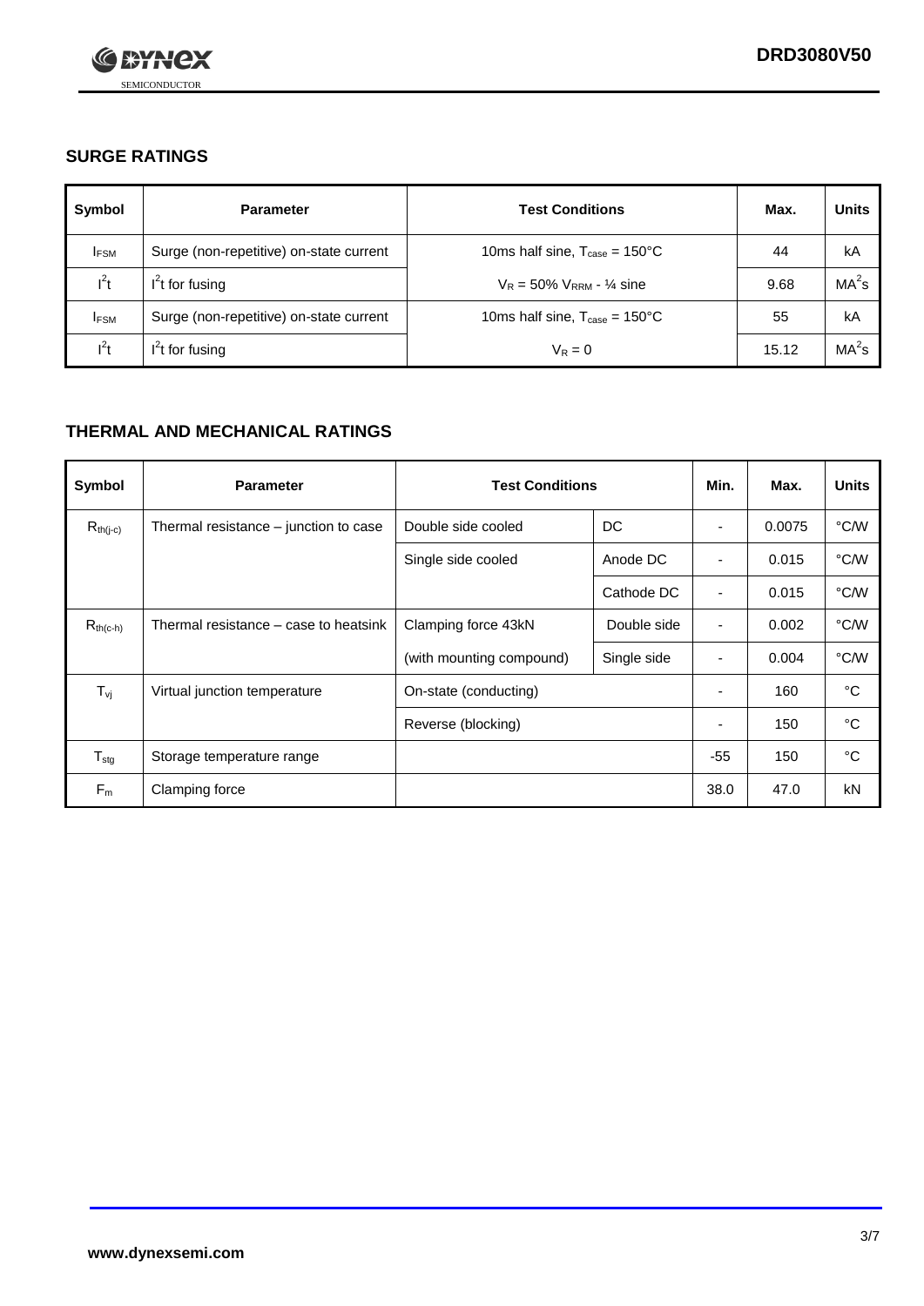## SURGE RATINGS

| Symbol | Parameter | Test Conditions | Max. | Units |
|---|---|---|---|---|
| $I_{FSM}$ | Surge (non-repetitive) on-state current | 10ms half sine, $T_{case}$ = 150°C | 44 | kA |
| $I^2t$ | $I^2t$ for fusing | $V_R$ = 50% $V_{RRM}$ - ¼ sine | 9.68 | $MA^2s$ |
| $I_{FSM}$ | Surge (non-repetitive) on-state current | 10ms half sine, $T_{case}$ = 150°C | 55 | kA |
| $I^2t$ | $I^2t$ for fusing | $V_R$ = 0 | 15.12 | $MA^2s$ |

## THERMAL AND MECHANICAL RATINGS

| Symbol | Parameter | Test Conditions | | Min. | Max. | Units |
|---|---|---|---|---|---|---|
| $R_{th(j-c)}$ | Thermal resistance – junction to case | Double side cooled | DC | - | 0.0075 | °C/W |
| | | Single side cooled | Anode DC | - | 0.015 | °C/W |
| | | | Cathode DC | - | 0.015 | °C/W |
| $R_{th(c-h)}$ | Thermal resistance – case to heatsink | Clamping force 43kN | Double side | - | 0.002 | °C/W |
| | | (with mounting compound) | Single side | - | 0.004 | °C/W |
| $T_{vj}$ | Virtual junction temperature | On-state (conducting) | | - | 160 | °C |
| | | Reverse (blocking) | | - | 150 | °C |
| $T_{stg}$ | Storage temperature range | | | -55 | 150 | °C |
| $F_m$ | Clamping force | | | 38.0 | 47.0 | kN |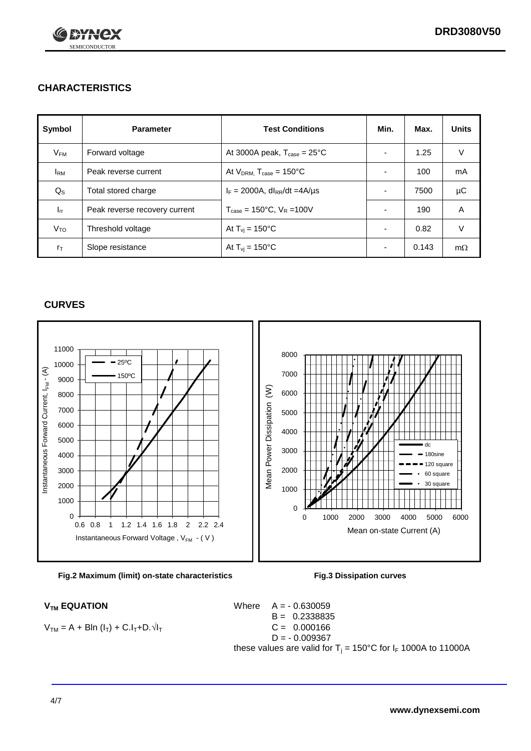## CHARACTERISTICS

| Symbol | Parameter | Test Conditions | Min. | Max. | Units |
|---|---|---|---|---|---|
| $V_{FM}$ | Forward voltage | At 3000A peak, $T_{case}$ = 25°C | - | 1.25 | V |
| $I_{RM}$ | Peak reverse current | At $V_{DRM}$, $T_{case}$ = 150°C | - | 100 | mA |
| $Q_S$ | Total stored charge | $I_F$ = 2000A, $dI_{RR}/dt$ =4A/µs | - | 7500 | µC |
| $I_{rr}$ | Peak reverse recovery current | $T_{case}$ = 150°C, $V_R$ =100V | - | 190 | A |
| $V_{TO}$ | Threshold voltage | At $T_{vj}$ = 150°C | - | 0.82 | V |
| $r_T$ | Slope resistance | At $T_{vj}$ = 150°C | - | 0.143 | mΩ |

## CURVES

Fig.2 Maximum (limit) on-state characteristics

Fig.3 Dissipation curves

### $V_{TM}$ EQUATION

$$V_{TM} = A + B\ln(I_T) + C.I_T + D.\sqrt{I_T}$$

Where $A = -0.630059$
$B = 0.2338835$
$C = 0.000166$
$D = -0.009367$

these values are valid for $T_j$ = 150°C for $I_F$ 1000A to 11000A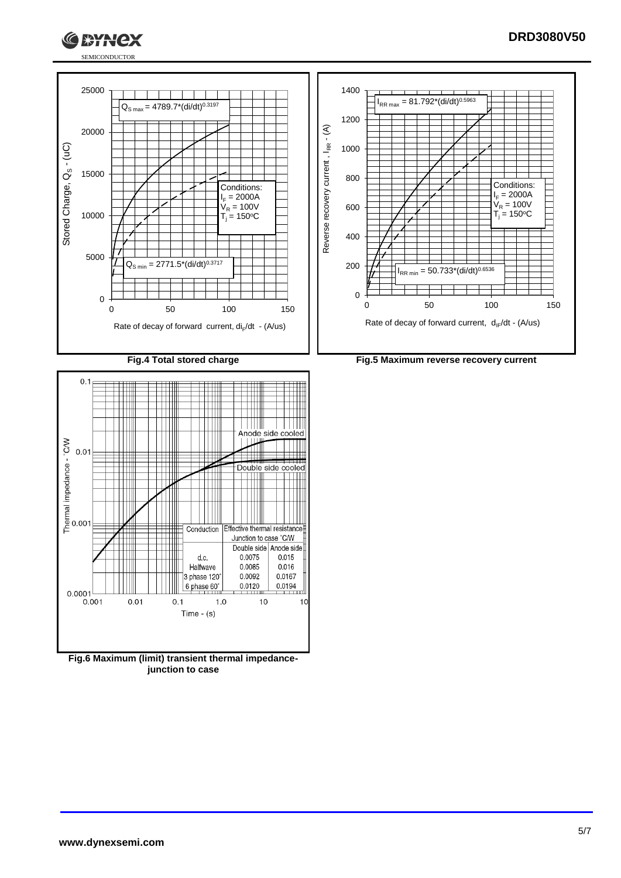$Q_{S\,max} = 4789.7*(di/dt)^{0.3197}$

$Q_{S\,min} = 2771.5*(di/dt)^{0.3717}$

Conditions:
$I_F = 2000A$
$V_R = 100V$
$T_j = 150^oC$

Stored Charge, $Q_S$ - (uC)

Rate of decay of forward current, $di_F/dt$ - (A/us)

**Fig.4 Total stored charge**

$I_{RR\,max} = 81.792*(di/dt)^{0.5963}$

$I_{RR\,min} = 50.733*(di/dt)^{0.6536}$

Conditions:
$I_F = 2000A$
$V_R = 100V$
$T_j = 150^oC$

Reverse recovery current, $I_{RR}$ - (A)

Rate of decay of forward current, $d_{IF}/dt$ - (A/us)

**Fig.5 Maximum reverse recovery current**

Anode side cooled

Double side cooled

| Conduction | Effective thermal resistance Junction to case °C/W | |
|---|---|---|
| | Double side | Anode side |
| d.c. | 0.0075 | 0.015 |
| Halfwave | 0.0085 | 0.016 |
| 3 phase 120° | 0.0092 | 0.0167 |
| 6 phase 60° | 0.0120 | 0.0194 |

Thermal impedance - °C/W

Time - (s)

**Fig.6 Maximum (limit) transient thermal impedance-junction to case**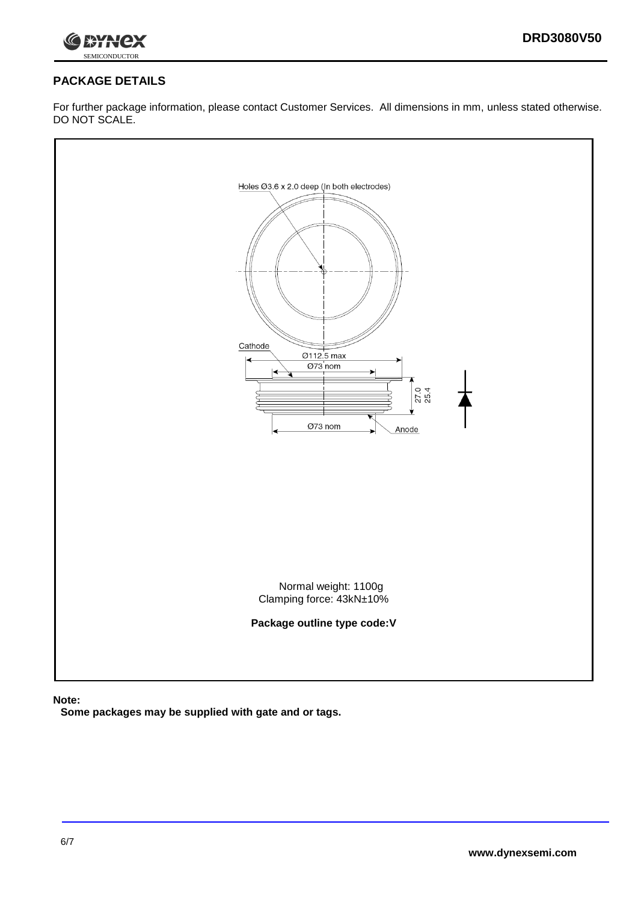## PACKAGE DETAILS

For further package information, please contact Customer Services. All dimensions in mm, unless stated otherwise. DO NOT SCALE.

Holes Ø3.6 x 2.0 deep (In both electrodes)

Cathode

Ø112.5 max

Ø73 nom

27.0
25.4

Ø73 nom

Anode

Normal weight: 1100g
Clamping force: 43kN±10%

**Package outline type code:V**

**Note:**

**Some packages may be supplied with gate and or tags.**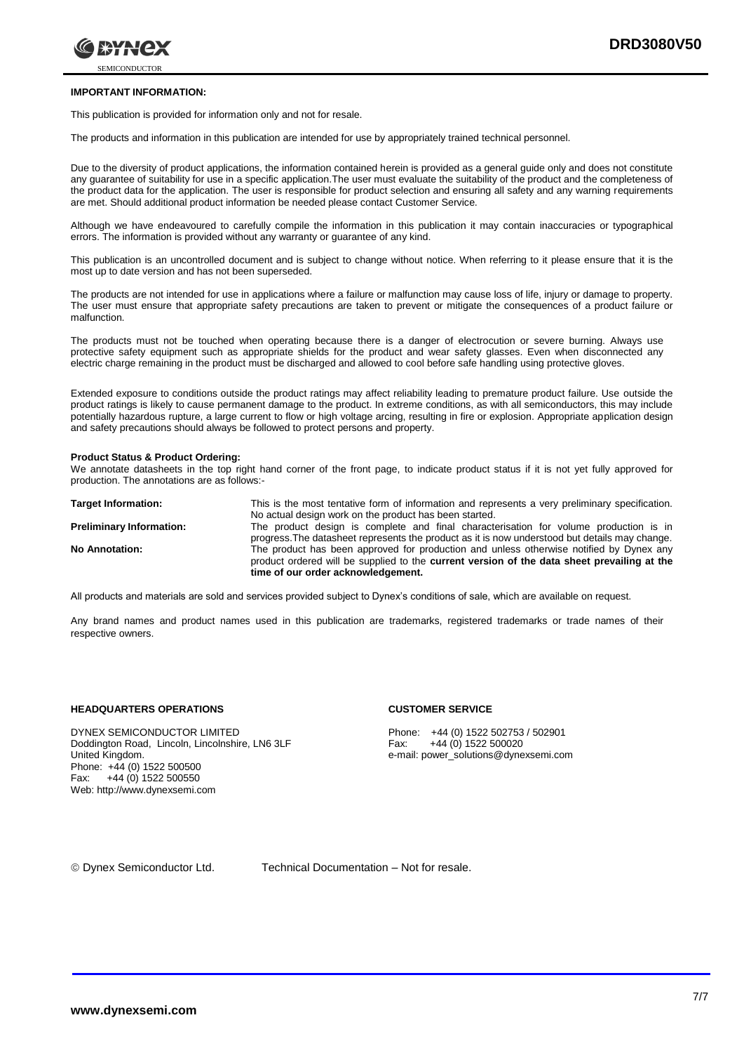**IMPORTANT INFORMATION:**

This publication is provided for information only and not for resale.

The products and information in this publication are intended for use by appropriately trained technical personnel.

Due to the diversity of product applications, the information contained herein is provided as a general guide only and does not constitute any guarantee of suitability for use in a specific application.The user must evaluate the suitability of the product and the completeness of the product data for the application. The user is responsible for product selection and ensuring all safety and any warning requirements are met. Should additional product information be needed please contact Customer Service.

Although we have endeavoured to carefully compile the information in this publication it may contain inaccuracies or typographical errors. The information is provided without any warranty or guarantee of any kind.

This publication is an uncontrolled document and is subject to change without notice. When referring to it please ensure that it is the most up to date version and has not been superseded.

The products are not intended for use in applications where a failure or malfunction may cause loss of life, injury or damage to property. The user must ensure that appropriate safety precautions are taken to prevent or mitigate the consequences of a product failure or malfunction.

The products must not be touched when operating because there is a danger of electrocution or severe burning. Always use protective safety equipment such as appropriate shields for the product and wear safety glasses. Even when disconnected any electric charge remaining in the product must be discharged and allowed to cool before safe handling using protective gloves.

Extended exposure to conditions outside the product ratings may affect reliability leading to premature product failure. Use outside the product ratings is likely to cause permanent damage to the product. In extreme conditions, as with all semiconductors, this may include potentially hazardous rupture, a large current to flow or high voltage arcing, resulting in fire or explosion. Appropriate application design and safety precautions should always be followed to protect persons and property.

**Product Status & Product Ordering:**

We annotate datasheets in the top right hand corner of the front page, to indicate product status if it is not yet fully approved for production. The annotations are as follows:-

| | |
|---|---|
| **Target Information:** | This is the most tentative form of information and represents a very preliminary specification. No actual design work on the product has been started. |
| **Preliminary Information:** | The product design is complete and final characterisation for volume production is in progress.The datasheet represents the product as it is now understood but details may change. |
| **No Annotation:** | The product has been approved for production and unless otherwise notified by Dynex any product ordered will be supplied to the **current version of the data sheet prevailing at the time of our order acknowledgement.** |

All products and materials are sold and services provided subject to Dynex's conditions of sale, which are available on request.

Any brand names and product names used in this publication are trademarks, registered trademarks or trade names of their respective owners.

**HEADQUARTERS OPERATIONS**

DYNEX SEMICONDUCTOR LIMITED
Doddington Road, Lincoln, Lincolnshire, LN6 3LF
United Kingdom.
Phone: +44 (0) 1522 500500
Fax: +44 (0) 1522 500550
Web: http://www.dynexsemi.com

**CUSTOMER SERVICE**

Phone: +44 (0) 1522 502753 / 502901
Fax: +44 (0) 1522 500020
e-mail: power_solutions@dynexsemi.com

© Dynex Semiconductor Ltd. Technical Documentation – Not for resale.